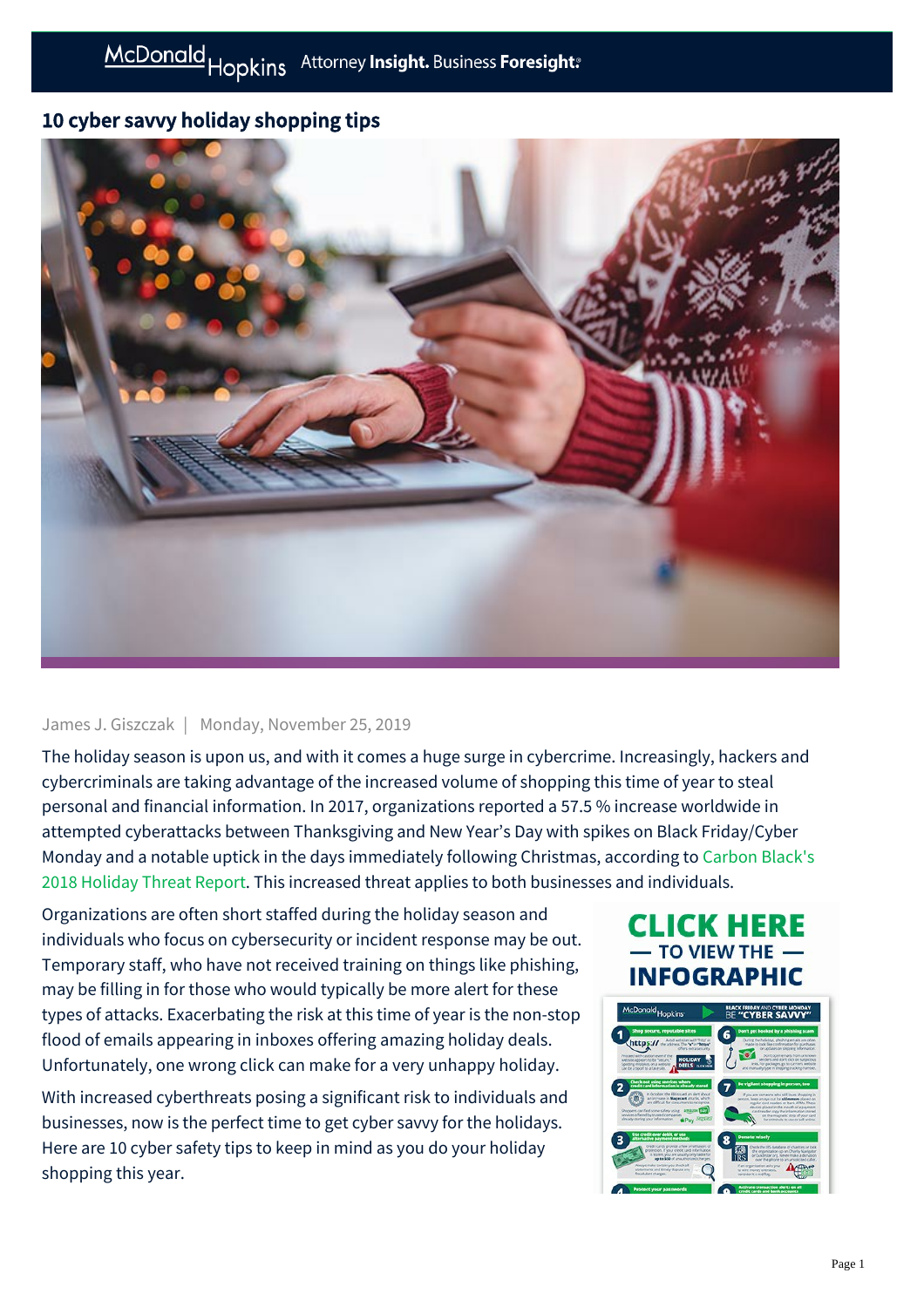# 10 cyber savvy holiday shopping tips

James J. Giszczak | Monday, November 25, 2019

The holiday season is upon us, and with it comes a huge surge in cybercrime. Increasingly, hackers and cybercriminals are taking advantage of the increased volume of shopping this time of year to steal personal and financial information. In 2017, organizations reported a 57.5 % increase worldwide in attempted cyberattacks between Thanksgiving and New Year's Day with spikes on Black Friday/Cyber Monday and a notable uptick in the days immediately following Christmas, according to Carbon Black's 2018 Holiday Threat Report. This increased threat applies to both businesses and individuals.

Organizations are often short staffed during the holiday season and individuals who focus on cybersecurity or incident response may be out. Temporary staff, who have not received training on things like phishing, may be filling in for those who would typically be more alert for these types of attacks. Exacerbating the risk at this time of year is the non-stop flood of emails appearing in inboxes offering amazing holiday deals. Unfortunately, one wrong click can make for a very unhappy holiday.

With increased cyberthreats posing a significant risk to individuals and businesses, now is the perfect time to get cyber savvy for the holidays. Here are 10 cyber safety tips to keep in mind as you do your holiday shopping this year.

CLICK HERE — TO VIEW THE — INFOGRAPHIC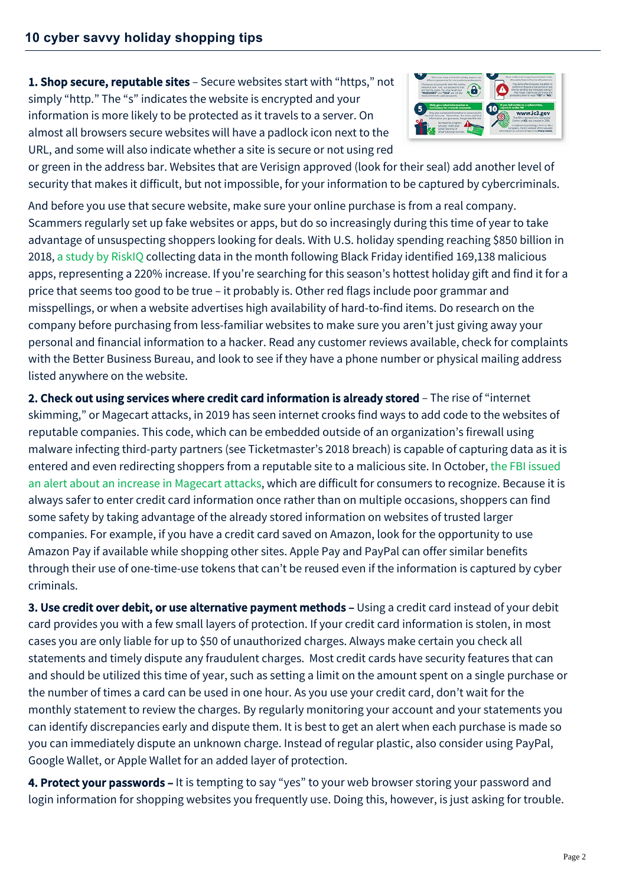## 10 cyber savvy holiday shopping tips

**1. Shop secure, reputable sites** – Secure websites start with "https," not simply "http." The "s" indicates the website is encrypted and your information is more likely to be protected as it travels to a server. On almost all browsers secure websites will have a padlock icon next to the URL, and some will also indicate whether a site is secure or not using red or green in the address bar. Websites that are Verisign approved (look for their seal) add another level of security that makes it difficult, but not impossible, for your information to be captured by cybercriminals.

And before you use that secure website, make sure your online purchase is from a real company. Scammers regularly set up fake websites or apps, but do so increasingly during this time of year to take advantage of unsuspecting shoppers looking for deals. With U.S. holiday spending reaching $850 billion in 2018, a study by RiskIQ collecting data in the month following Black Friday identified 169,138 malicious apps, representing a 220% increase. If you're searching for this season's hottest holiday gift and find it for a price that seems too good to be true – it probably is. Other red flags include poor grammar and misspellings, or when a website advertises high availability of hard-to-find items. Do research on the company before purchasing from less-familiar websites to make sure you aren't just giving away your personal and financial information to a hacker. Read any customer reviews available, check for complaints with the Better Business Bureau, and look to see if they have a phone number or physical mailing address listed anywhere on the website.

**2. Check out using services where credit card information is already stored** – The rise of "internet skimming," or Magecart attacks, in 2019 has seen internet crooks find ways to add code to the websites of reputable companies. This code, which can be embedded outside of an organization's firewall using malware infecting third-party partners (see Ticketmaster's 2018 breach) is capable of capturing data as it is entered and even redirecting shoppers from a reputable site to a malicious site. In October, the FBI issued an alert about an increase in Magecart attacks, which are difficult for consumers to recognize. Because it is always safer to enter credit card information once rather than on multiple occasions, shoppers can find some safety by taking advantage of the already stored information on websites of trusted larger companies. For example, if you have a credit card saved on Amazon, look for the opportunity to use Amazon Pay if available while shopping other sites. Apple Pay and PayPal can offer similar benefits through their use of one-time-use tokens that can't be reused even if the information is captured by cyber criminals.

**3. Use credit over debit, or use alternative payment methods –** Using a credit card instead of your debit card provides you with a few small layers of protection. If your credit card information is stolen, in most cases you are only liable for up to $50 of unauthorized charges. Always make certain you check all statements and timely dispute any fraudulent charges. Most credit cards have security features that can and should be utilized this time of year, such as setting a limit on the amount spent on a single purchase or the number of times a card can be used in one hour. As you use your credit card, don't wait for the monthly statement to review the charges. By regularly monitoring your account and your statements you can identify discrepancies early and dispute them. It is best to get an alert when each purchase is made so you can immediately dispute an unknown charge. Instead of regular plastic, also consider using PayPal, Google Wallet, or Apple Wallet for an added layer of protection.

**4. Protect your passwords –** It is tempting to say "yes" to your web browser storing your password and login information for shopping websites you frequently use. Doing this, however, is just asking for trouble.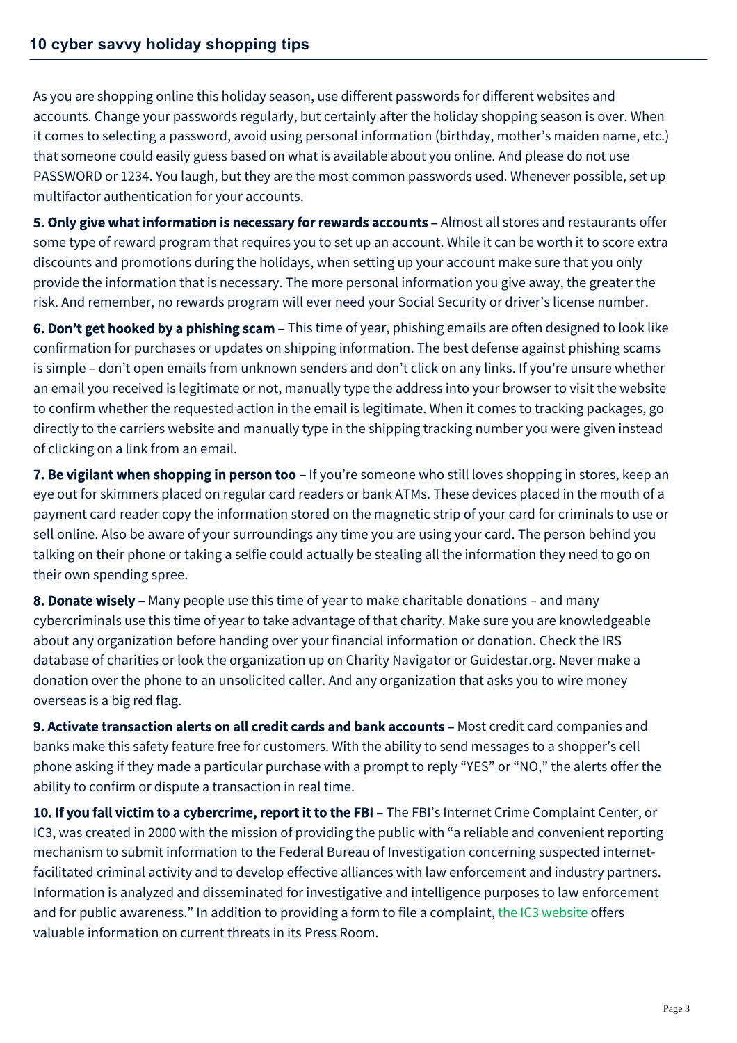## 10 cyber savvy holiday shopping tips

As you are shopping online this holiday season, use different passwords for different websites and accounts. Change your passwords regularly, but certainly after the holiday shopping season is over. When it comes to selecting a password, avoid using personal information (birthday, mother's maiden name, etc.) that someone could easily guess based on what is available about you online. And please do not use PASSWORD or 1234. You laugh, but they are the most common passwords used. Whenever possible, set up multifactor authentication for your accounts.

**5. Only give what information is necessary for rewards accounts –** Almost all stores and restaurants offer some type of reward program that requires you to set up an account. While it can be worth it to score extra discounts and promotions during the holidays, when setting up your account make sure that you only provide the information that is necessary. The more personal information you give away, the greater the risk. And remember, no rewards program will ever need your Social Security or driver's license number.

**6. Don't get hooked by a phishing scam –** This time of year, phishing emails are often designed to look like confirmation for purchases or updates on shipping information. The best defense against phishing scams is simple – don't open emails from unknown senders and don't click on any links. If you're unsure whether an email you received is legitimate or not, manually type the address into your browser to visit the website to confirm whether the requested action in the email is legitimate. When it comes to tracking packages, go directly to the carriers website and manually type in the shipping tracking number you were given instead of clicking on a link from an email.

**7. Be vigilant when shopping in person too –** If you're someone who still loves shopping in stores, keep an eye out for skimmers placed on regular card readers or bank ATMs. These devices placed in the mouth of a payment card reader copy the information stored on the magnetic strip of your card for criminals to use or sell online. Also be aware of your surroundings any time you are using your card. The person behind you talking on their phone or taking a selfie could actually be stealing all the information they need to go on their own spending spree.

**8. Donate wisely –** Many people use this time of year to make charitable donations – and many cybercriminals use this time of year to take advantage of that charity. Make sure you are knowledgeable about any organization before handing over your financial information or donation. Check the IRS database of charities or look the organization up on Charity Navigator or Guidestar.org. Never make a donation over the phone to an unsolicited caller. And any organization that asks you to wire money overseas is a big red flag.

**9. Activate transaction alerts on all credit cards and bank accounts –** Most credit card companies and banks make this safety feature free for customers. With the ability to send messages to a shopper's cell phone asking if they made a particular purchase with a prompt to reply "YES" or "NO," the alerts offer the ability to confirm or dispute a transaction in real time.

**10. If you fall victim to a cybercrime, report it to the FBI –** The FBI's Internet Crime Complaint Center, or IC3, was created in 2000 with the mission of providing the public with "a reliable and convenient reporting mechanism to submit information to the Federal Bureau of Investigation concerning suspected internet-facilitated criminal activity and to develop effective alliances with law enforcement and industry partners. Information is analyzed and disseminated for investigative and intelligence purposes to law enforcement and for public awareness." In addition to providing a form to file a complaint, the IC3 website offers valuable information on current threats in its Press Room.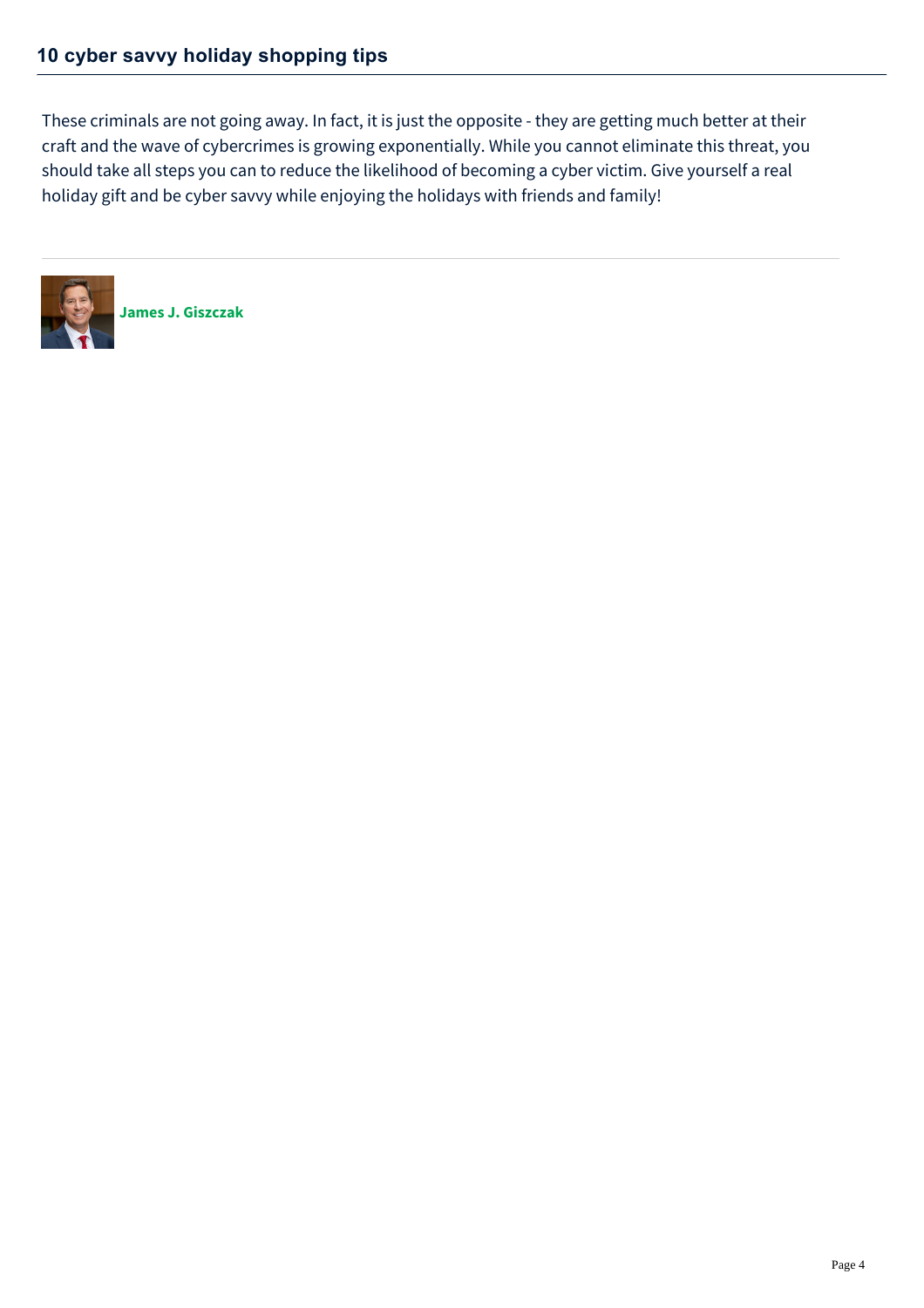These criminals are not going away. In fact, it is just the opposite - they are getting much better at their craft and the wave of cybercrimes is growing exponentially. While you cannot eliminate this threat, you should take all steps you can to reduce the likelihood of becoming a cyber victim. Give yourself a real holiday gift and be cyber savvy while enjoying the holidays with friends and family!

---

**James J. Giszczak**